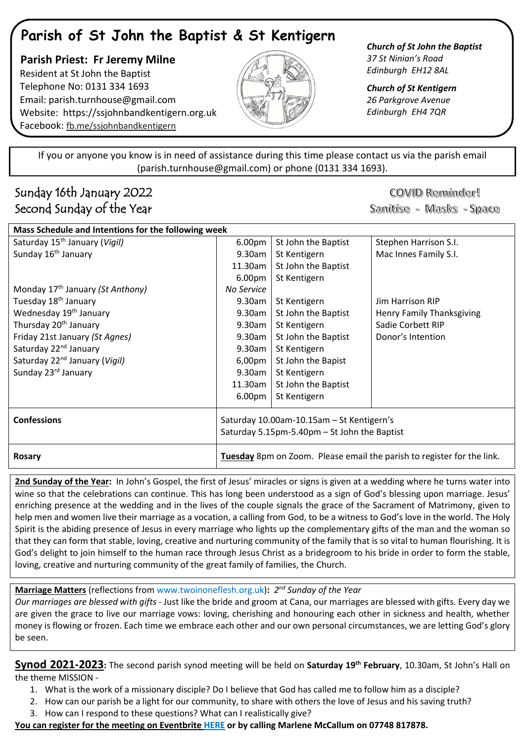# Parish of St John the Baptist & St Kentigern

**Parish Priest: Fr Jeremy Milne**
Resident at St John the Baptist
Telephone No: 0131 334 1693
Email: parish.turnhouse@gmail.com
Website: https://ssjohnbandkentigern.org.uk
Facebook: fb.me/ssjohnbandkentigern

***Church of St John the Baptist***
*37 St Ninian's Road*
*Edinburgh EH12 8AL*

***Church of St Kentigern***
*26 Parkgrove Avenue*
*Edinburgh EH4 7QR*

If you or anyone you know is in need of assistance during this time please contact us via the parish email (parish.turnhouse@gmail.com) or phone (0131 334 1693).

## Sunday 16th January 2022
## Second Sunday of the Year

COVID Reminder!
Sanitise - Masks - Space

| Mass Schedule and Intentions for the following week | | | |
|---|---|---|---|
| Saturday 15th January (*Vigil*) | 6.00pm | St John the Baptist | Stephen Harrison S.I. |
| Sunday 16th January | 9.30am | St Kentigern | Mac Innes Family S.I. |
| | 11.30am | St John the Baptist | |
| | 6.00pm | St Kentigern | |
| Monday 17th January *(St Anthony)* | *No Service* | | |
| Tuesday 18th January | 9.30am | St Kentigern | Jim Harrison RIP |
| Wednesday 19th January | 9.30am | St John the Baptist | Henry Family Thanksgiving |
| Thursday 20th January | 9.30am | St Kentigern | Sadie Corbett RIP |
| Friday 21st January *(St Agnes)* | 9.30am | St John the Baptist | Donor's Intention |
| Saturday 22nd January | 9.30am | St Kentigern | |
| Saturday 22nd January (*Vigil*) | 6,00pm | St John the Bapist | |
| Sunday 23rd January | 9.30am | St Kentigern | |
| | 11.30am | St John the Baptist | |
| | 6.00pm | St Kentigern | |
| **Confessions** | Saturday 10.00am-10.15am – St Kentigern's<br>Saturday 5.15pm-5.40pm – St John the Baptist | | |
| **Rosary** | **Tuesday** 8pm on Zoom. Please email the parish to register for the link. | | |

**2nd Sunday of the Year:** In John's Gospel, the first of Jesus' miracles or signs is given at a wedding where he turns water into wine so that the celebrations can continue. This has long been understood as a sign of God's blessing upon marriage. Jesus' enriching presence at the wedding and in the lives of the couple signals the grace of the Sacrament of Matrimony, given to help men and women live their marriage as a vocation, a calling from God, to be a witness to God's love in the world. The Holy Spirit is the abiding presence of Jesus in every marriage who lights up the complementary gifts of the man and the woman so that they can form that stable, loving, creative and nurturing community of the family that is so vital to human flourishing. It is God's delight to join himself to the human race through Jesus Christ as a bridegroom to his bride in order to form the stable, loving, creative and nurturing community of the great family of families, the Church.

**Marriage Matters** (reflections from www.twoinoneflesh.org.uk)**:** *2nd Sunday of the Year*
*Our marriages are blessed with gifts* - Just like the bride and groom at Cana, our marriages are blessed with gifts. Every day we are given the grace to live our marriage vows: loving, cherishing and honouring each other in sickness and health, whether money is flowing or frozen. Each time we embrace each other and our own personal circumstances, we are letting God's glory be seen.

**Synod 2021-2023:** The second parish synod meeting will be held on **Saturday 19th February**, 10.30am, St John's Hall on the theme MISSION -

1. What is the work of a missionary disciple? Do I believe that God has called me to follow him as a disciple?
2. How can our parish be a light for our community, to share with others the love of Jesus and his saving truth?
3. How can I respond to these questions? What can I realistically give?

**You can register for the meeting on Eventbrite HERE or by calling Marlene McCallum on 07748 817878.**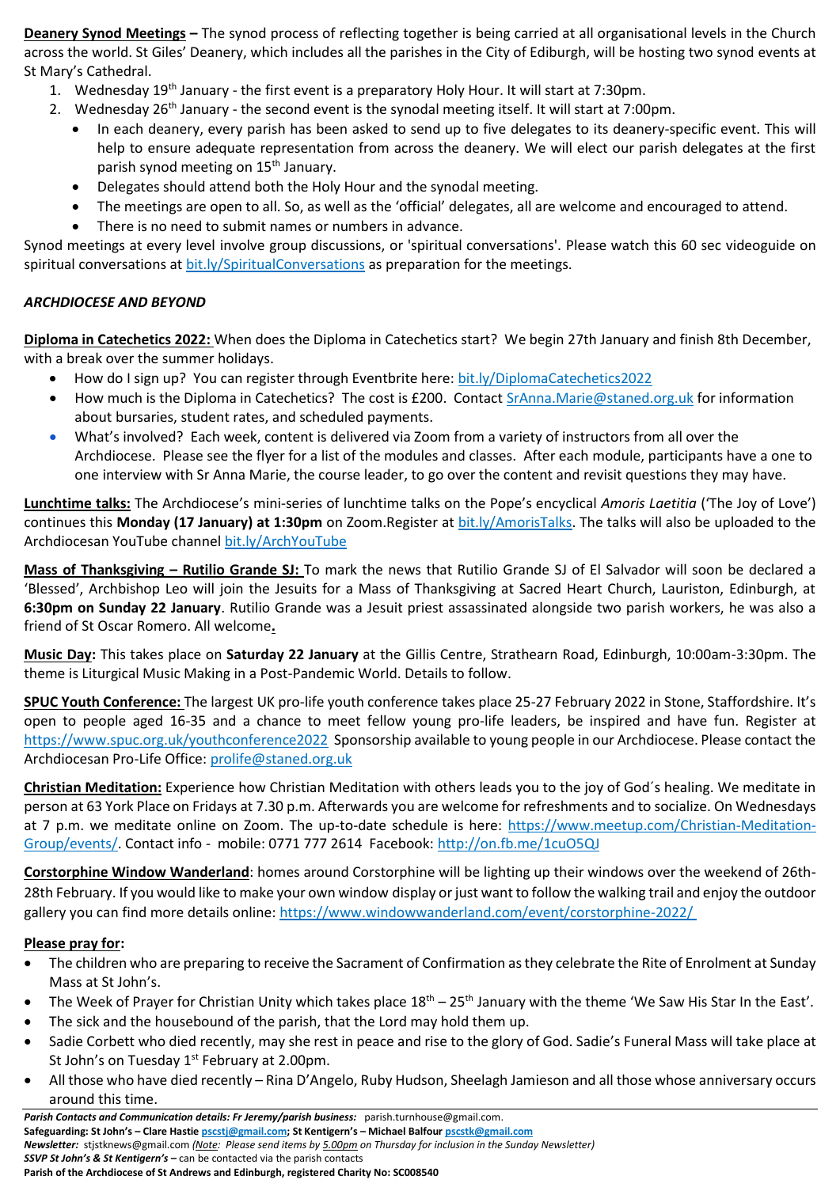**<u>Deanery Synod Meetings</u> –** The synod process of reflecting together is being carried at all organisational levels in the Church across the world. St Giles' Deanery, which includes all the parishes in the City of Ediburgh, will be hosting two synod events at St Mary's Cathedral.

1. Wednesday 19th January - the first event is a preparatory Holy Hour. It will start at 7:30pm.
2. Wednesday 26th January - the second event is the synodal meeting itself. It will start at 7:00pm.
    - In each deanery, every parish has been asked to send up to five delegates to its deanery-specific event. This will help to ensure adequate representation from across the deanery. We will elect our parish delegates at the first parish synod meeting on 15th January.
    - Delegates should attend both the Holy Hour and the synodal meeting.
    - The meetings are open to all. So, as well as the 'official' delegates, all are welcome and encouraged to attend.
    - There is no need to submit names or numbers in advance.

Synod meetings at every level involve group discussions, or 'spiritual conversations'. Please watch this 60 sec videoguide on spiritual conversations at bit.ly/SpiritualConversations as preparation for the meetings.

*ARCHDIOCESE AND BEYOND*

**<u>Diploma in Catechetics 2022:</u>** When does the Diploma in Catechetics start? We begin 27th January and finish 8th December, with a break over the summer holidays.

- How do I sign up? You can register through Eventbrite here: bit.ly/DiplomaCatechetics2022
- How much is the Diploma in Catechetics? The cost is £200. Contact SrAnna.Marie@staned.org.uk for information about bursaries, student rates, and scheduled payments.
- What's involved? Each week, content is delivered via Zoom from a variety of instructors from all over the Archdiocese. Please see the flyer for a list of the modules and classes. After each module, participants have a one to one interview with Sr Anna Marie, the course leader, to go over the content and revisit questions they may have.

**<u>Lunchtime talks:</u>** The Archdiocese's mini-series of lunchtime talks on the Pope's encyclical *Amoris Laetitia* ('The Joy of Love') continues this **Monday (17 January) at 1:30pm** on Zoom.Register at bit.ly/AmorisTalks. The talks will also be uploaded to the Archdiocesan YouTube channel bit.ly/ArchYouTube

**<u>Mass of Thanksgiving – Rutilio Grande SJ:</u>** To mark the news that Rutilio Grande SJ of El Salvador will soon be declared a 'Blessed', Archbishop Leo will join the Jesuits for a Mass of Thanksgiving at Sacred Heart Church, Lauriston, Edinburgh, at **6:30pm on Sunday 22 January**. Rutilio Grande was a Jesuit priest assassinated alongside two parish workers, he was also a friend of St Oscar Romero. All welcome**.**

**<u>Music Day</u>:** This takes place on **Saturday 22 January** at the Gillis Centre, Strathearn Road, Edinburgh, 10:00am-3:30pm. The theme is Liturgical Music Making in a Post-Pandemic World. Details to follow.

**<u>SPUC Youth Conference:</u>** The largest UK pro-life youth conference takes place 25-27 February 2022 in Stone, Staffordshire. It's open to people aged 16-35 and a chance to meet fellow young pro-life leaders, be inspired and have fun. Register at https://www.spuc.org.uk/youthconference2022 Sponsorship available to young people in our Archdiocese. Please contact the Archdiocesan Pro-Life Office: prolife@staned.org.uk

**<u>Christian Meditation:</u>** Experience how Christian Meditation with others leads you to the joy of God´s healing. We meditate in person at 63 York Place on Fridays at 7.30 p.m. Afterwards you are welcome for refreshments and to socialize. On Wednesdays at 7 p.m. we meditate online on Zoom. The up-to-date schedule is here: https://www.meetup.com/Christian-Meditation-Group/events/. Contact info - mobile: 0771 777 2614 Facebook: http://on.fb.me/1cuO5QJ

**<u>Corstorphine Window Wanderland</u>**: homes around Corstorphine will be lighting up their windows over the weekend of 26th-28th February. If you would like to make your own window display or just want to follow the walking trail and enjoy the outdoor gallery you can find more details online: https://www.windowwanderland.com/event/corstorphine-2022/

**<u>Please pray for</u>:**

- The children who are preparing to receive the Sacrament of Confirmation as they celebrate the Rite of Enrolment at Sunday Mass at St John's.
- The Week of Prayer for Christian Unity which takes place 18th – 25th January with the theme 'We Saw His Star In the East'.
- The sick and the housebound of the parish, that the Lord may hold them up.
- Sadie Corbett who died recently, may she rest in peace and rise to the glory of God. Sadie's Funeral Mass will take place at St John's on Tuesday 1st February at 2.00pm.
- All those who have died recently – Rina D'Angelo, Ruby Hudson, Sheelagh Jamieson and all those whose anniversary occurs around this time.

***Parish Contacts and Communication details: Fr Jeremy/parish business:*** parish.turnhouse@gmail.com.
**Safeguarding: St John's – Clare Hastie pscstj@gmail.com; St Kentigern's – Michael Balfour pscstk@gmail.com**
***Newsletter:*** stjstknews@gmail.com *(<u>Note</u>: Please send items by <u>5.00pm</u> on Thursday for inclusion in the Sunday Newsletter)*
***SSVP St John's & St Kentigern's –*** can be contacted via the parish contacts
**Parish of the Archdiocese of St Andrews and Edinburgh, registered Charity No: SC008540**